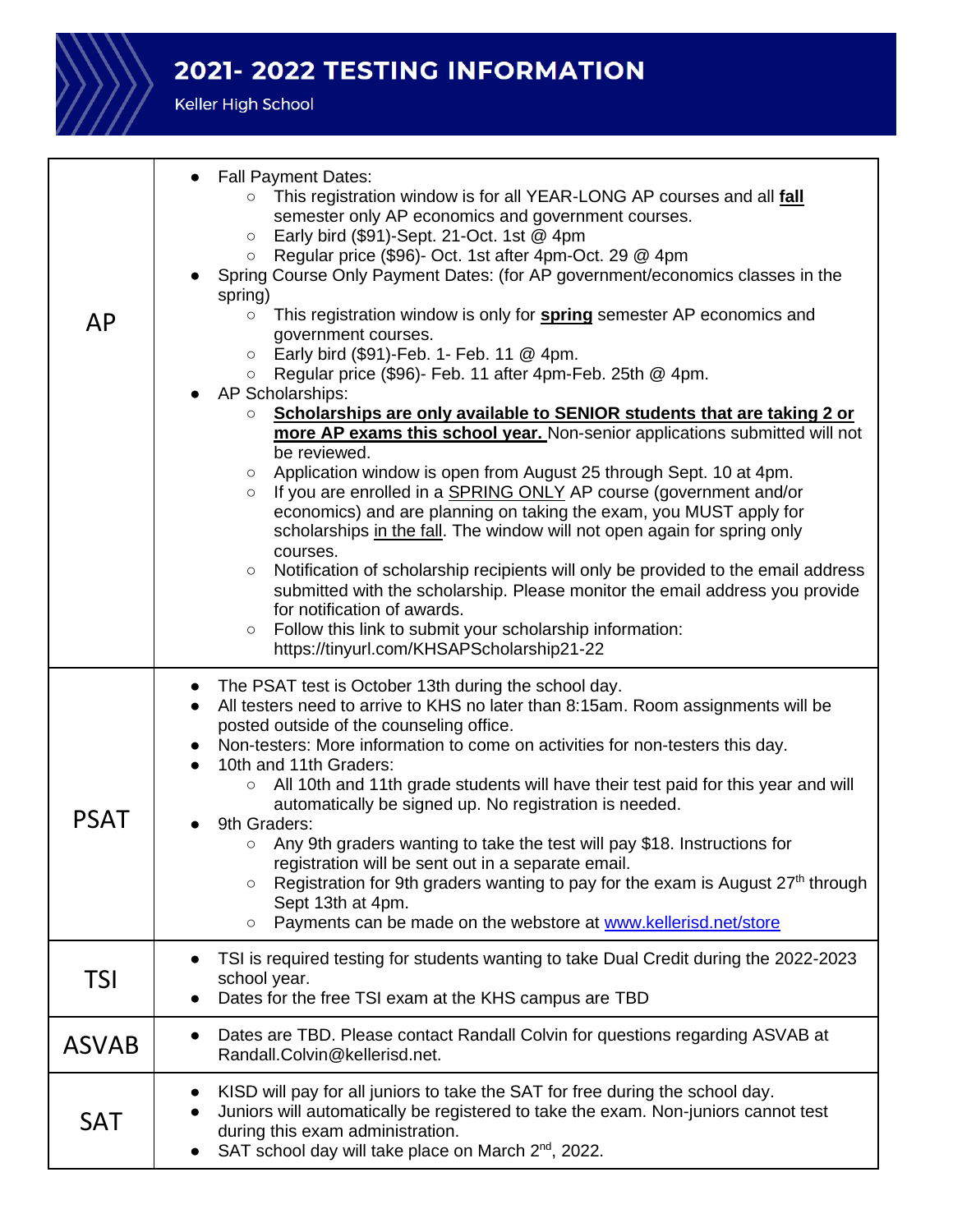# 2021- 2022 TESTING INFORMATION

Keller High School

| | |
|---|---|
| AP | • Fall Payment Dates:<br>  ○ This registration window is for all YEAR-LONG AP courses and all **fall** semester only AP economics and government courses.<br>  ○ Early bird ($91)-Sept. 21-Oct. 1st @ 4pm<br>  ○ Regular price ($96)- Oct. 1st after 4pm-Oct. 29 @ 4pm<br>• Spring Course Only Payment Dates: (for AP government/economics classes in the spring)<br>  ○ This registration window is only for **spring** semester AP economics and government courses.<br>  ○ Early bird ($91)-Feb. 1- Feb. 11 @ 4pm.<br>  ○ Regular price ($96)- Feb. 11 after 4pm-Feb. 25th @ 4pm.<br>• AP Scholarships:<br>  ○ **Scholarships are only available to SENIOR students that are taking 2 or more AP exams this school year.** Non-senior applications submitted will not be reviewed.<br>  ○ Application window is open from August 25 through Sept. 10 at 4pm.<br>  ○ If you are enrolled in a SPRING ONLY AP course (government and/or economics) and are planning on taking the exam, you MUST apply for scholarships in the fall. The window will not open again for spring only courses.<br>  ○ Notification of scholarship recipients will only be provided to the email address submitted with the scholarship. Please monitor the email address you provide for notification of awards.<br>  ○ Follow this link to submit your scholarship information: https://tinyurl.com/KHSAPScholarship21-22 |
| PSAT | • The PSAT test is October 13th during the school day.<br>• All testers need to arrive to KHS no later than 8:15am. Room assignments will be posted outside of the counseling office.<br>• Non-testers: More information to come on activities for non-testers this day.<br>• 10th and 11th Graders:<br>  ○ All 10th and 11th grade students will have their test paid for this year and will automatically be signed up. No registration is needed.<br>• 9th Graders:<br>  ○ Any 9th graders wanting to take the test will pay $18. Instructions for registration will be sent out in a separate email.<br>  ○ Registration for 9th graders wanting to pay for the exam is August 27th through Sept 13th at 4pm.<br>  ○ Payments can be made on the webstore at www.kellerisd.net/store |
| TSI | • TSI is required testing for students wanting to take Dual Credit during the 2022-2023 school year.<br>• Dates for the free TSI exam at the KHS campus are TBD |
| ASVAB | • Dates are TBD. Please contact Randall Colvin for questions regarding ASVAB at Randall.Colvin@kellerisd.net. |
| SAT | • KISD will pay for all juniors to take the SAT for free during the school day.<br>• Juniors will automatically be registered to take the exam. Non-juniors cannot test during this exam administration.<br>• SAT school day will take place on March 2nd, 2022. |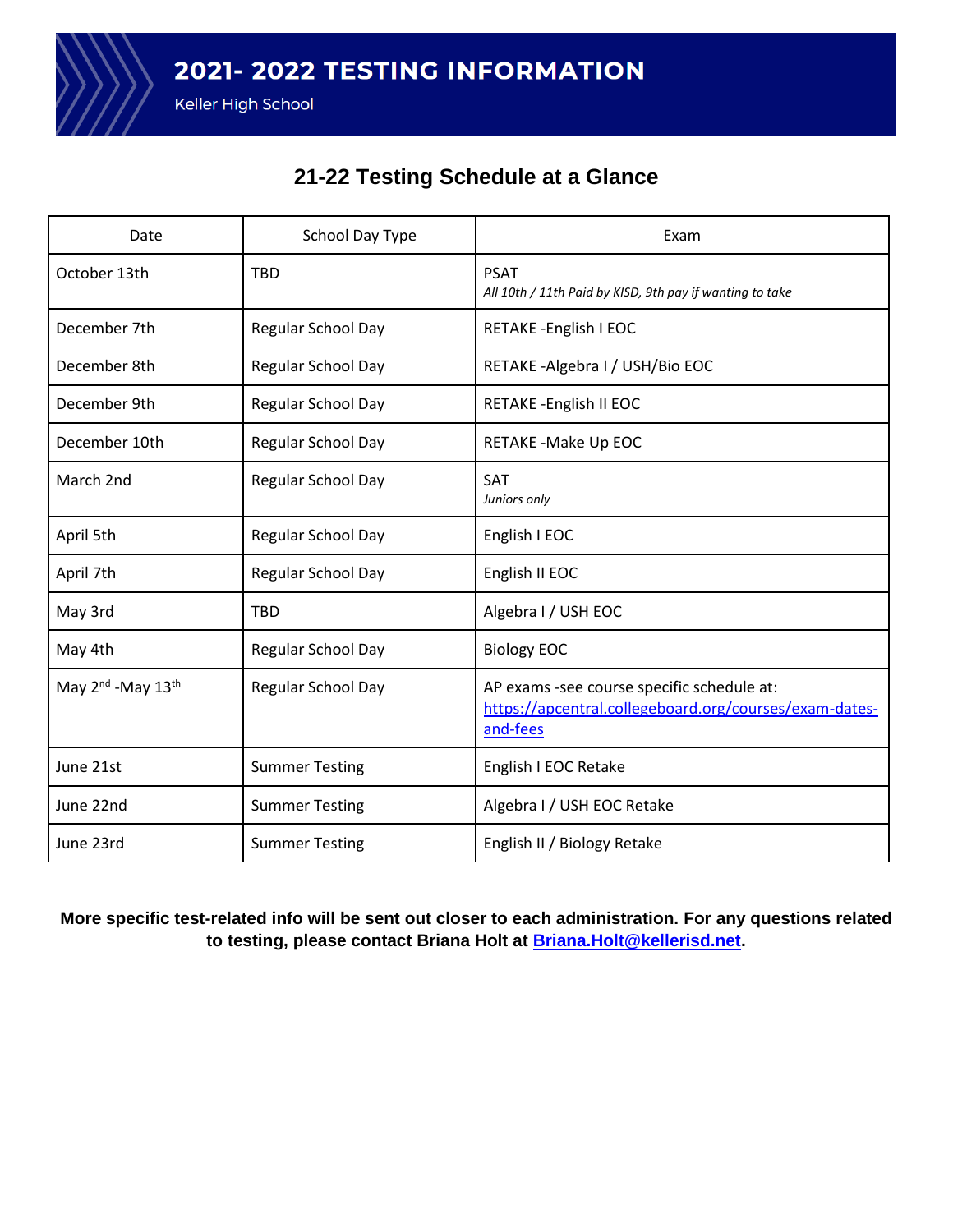# 2021- 2022 TESTING INFORMATION

Keller High School

## 21-22 Testing Schedule at a Glance

| Date | School Day Type | Exam |
|---|---|---|
| October 13th | TBD | PSAT<br>*All 10th / 11th Paid by KISD, 9th pay if wanting to take* |
| December 7th | Regular School Day | RETAKE -English I EOC |
| December 8th | Regular School Day | RETAKE -Algebra I / USH/Bio EOC |
| December 9th | Regular School Day | RETAKE -English II EOC |
| December 10th | Regular School Day | RETAKE -Make Up EOC |
| March 2nd | Regular School Day | SAT<br>*Juniors only* |
| April 5th | Regular School Day | English I EOC |
| April 7th | Regular School Day | English II EOC |
| May 3rd | TBD | Algebra I / USH EOC |
| May 4th | Regular School Day | Biology EOC |
| May 2nd -May 13th | Regular School Day | AP exams -see course specific schedule at: https://apcentral.collegeboard.org/courses/exam-dates-and-fees |
| June 21st | Summer Testing | English I EOC Retake |
| June 22nd | Summer Testing | Algebra I / USH EOC Retake |
| June 23rd | Summer Testing | English II / Biology Retake |

**More specific test-related info will be sent out closer to each administration. For any questions related to testing, please contact Briana Holt at Briana.Holt@kellerisd.net.**